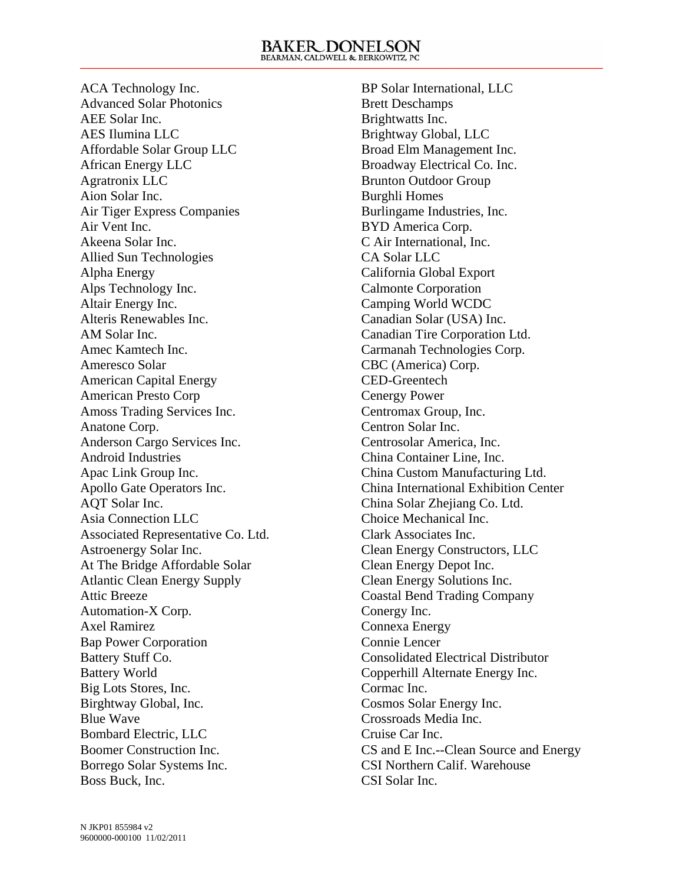ACA Technology Inc.
Advanced Solar Photonics
AEE Solar Inc.
AES Ilumina LLC
Affordable Solar Group LLC
African Energy LLC
Agratronix LLC
Aion Solar Inc.
Air Tiger Express Companies
Air Vent Inc.
Akeena Solar Inc.
Allied Sun Technologies
Alpha Energy
Alps Technology Inc.
Altair Energy Inc.
Alteris Renewables Inc.
AM Solar Inc.
Amec Kamtech Inc.
Ameresco Solar
American Capital Energy
American Presto Corp
Amoss Trading Services Inc.
Anatone Corp.
Anderson Cargo Services Inc.
Android Industries
Apac Link Group Inc.
Apollo Gate Operators Inc.
AQT Solar Inc.
Asia Connection LLC
Associated Representative Co. Ltd.
Astroenergy Solar Inc.
At The Bridge Affordable Solar
Atlantic Clean Energy Supply
Attic Breeze
Automation-X Corp.
Axel Ramirez
Bap Power Corporation
Battery Stuff Co.
Battery World
Big Lots Stores, Inc.
Birghtway Global, Inc.
Blue Wave
Bombard Electric, LLC
Boomer Construction Inc.
Borrego Solar Systems Inc.
Boss Buck, Inc.
BP Solar International, LLC
Brett Deschamps
Brightwatts Inc.
Brightway Global, LLC
Broad Elm Management Inc.
Broadway Electrical Co. Inc.
Brunton Outdoor Group
Burghli Homes
Burlingame Industries, Inc.
BYD America Corp.
C Air International, Inc.
CA Solar LLC
California Global Export
Calmonte Corporation
Camping World WCDC
Canadian Solar (USA) Inc.
Canadian Tire Corporation Ltd.
Carmanah Technologies Corp.
CBC (America) Corp.
CED-Greentech
Cenergy Power
Centromax Group, Inc.
Centron Solar Inc.
Centrosolar America, Inc.
China Container Line, Inc.
China Custom Manufacturing Ltd.
China International Exhibition Center
China Solar Zhejiang Co. Ltd.
Choice Mechanical Inc.
Clark Associates Inc.
Clean Energy Constructors, LLC
Clean Energy Depot Inc.
Clean Energy Solutions Inc.
Coastal Bend Trading Company
Conergy Inc.
Connexa Energy
Connie Lencer
Consolidated Electrical Distributor
Copperhill Alternate Energy Inc.
Cormac Inc.
Cosmos Solar Energy Inc.
Crossroads Media Inc.
Cruise Car Inc.
CS and E Inc.--Clean Source and Energy
CSI Northern Calif. Warehouse
CSI Solar Inc.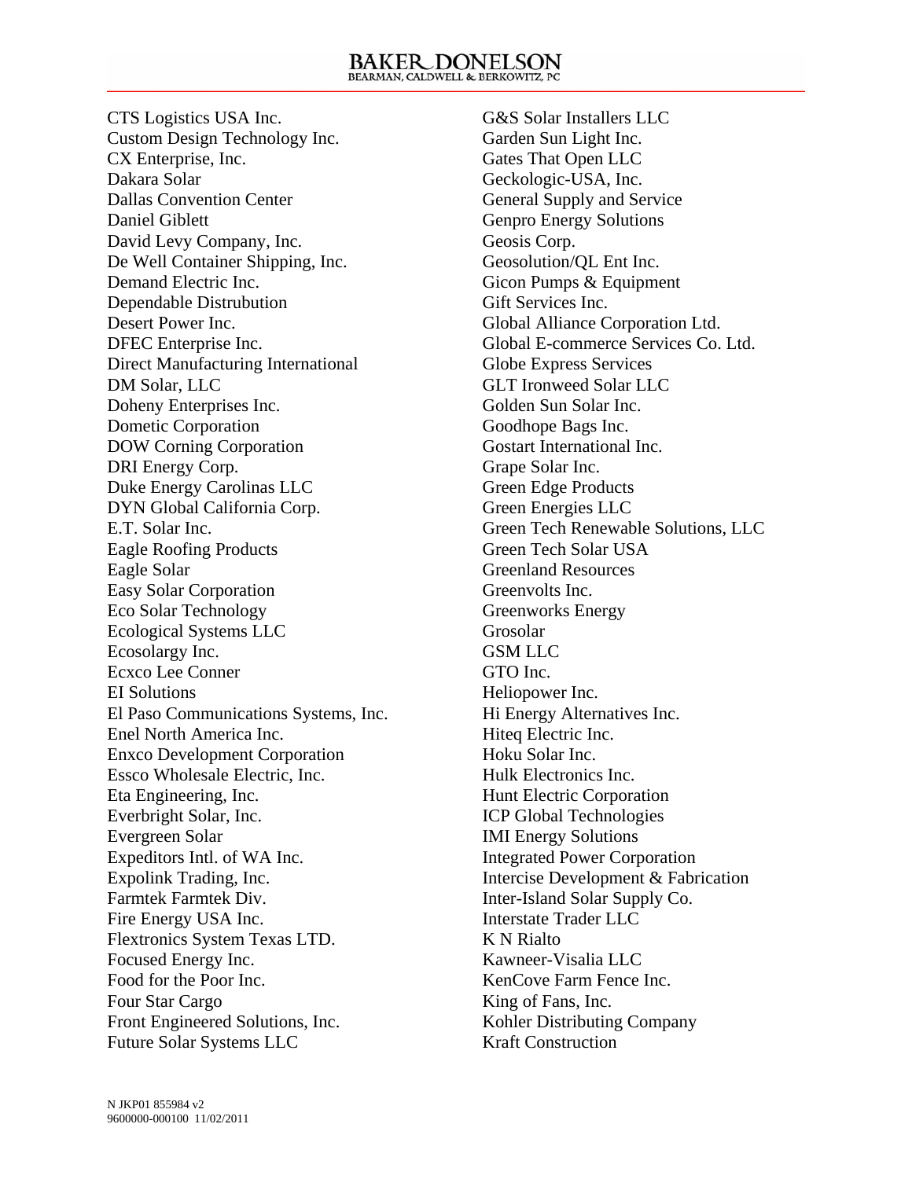CTS Logistics USA Inc.
Custom Design Technology Inc.
CX Enterprise, Inc.
Dakara Solar
Dallas Convention Center
Daniel Giblett
David Levy Company, Inc.
De Well Container Shipping, Inc.
Demand Electric Inc.
Dependable Distrubution
Desert Power Inc.
DFEC Enterprise Inc.
Direct Manufacturing International
DM Solar, LLC
Doheny Enterprises Inc.
Dometic Corporation
DOW Corning Corporation
DRI Energy Corp.
Duke Energy Carolinas LLC
DYN Global California Corp.
E.T. Solar Inc.
Eagle Roofing Products
Eagle Solar
Easy Solar Corporation
Eco Solar Technology
Ecological Systems LLC
Ecosolargy Inc.
Ecxco Lee Conner
EI Solutions
El Paso Communications Systems, Inc.
Enel North America Inc.
Enxco Development Corporation
Essco Wholesale Electric, Inc.
Eta Engineering, Inc.
Everbright Solar, Inc.
Evergreen Solar
Expeditors Intl. of WA Inc.
Expolink Trading, Inc.
Farmtek Farmtek Div.
Fire Energy USA Inc.
Flextronics System Texas LTD.
Focused Energy Inc.
Food for the Poor Inc.
Four Star Cargo
Front Engineered Solutions, Inc.
Future Solar Systems LLC
G&S Solar Installers LLC
Garden Sun Light Inc.
Gates That Open LLC
Geckologic-USA, Inc.
General Supply and Service
Genpro Energy Solutions
Geosis Corp.
Geosolution/QL Ent Inc.
Gicon Pumps & Equipment
Gift Services Inc.
Global Alliance Corporation Ltd.
Global E-commerce Services Co. Ltd.
Globe Express Services
GLT Ironweed Solar LLC
Golden Sun Solar Inc.
Goodhope Bags Inc.
Gostart International Inc.
Grape Solar Inc.
Green Edge Products
Green Energies LLC
Green Tech Renewable Solutions, LLC
Green Tech Solar USA
Greenland Resources
Greenvolts Inc.
Greenworks Energy
Grosolar
GSM LLC
GTO Inc.
Heliopower Inc.
Hi Energy Alternatives Inc.
Hiteq Electric Inc.
Hoku Solar Inc.
Hulk Electronics Inc.
Hunt Electric Corporation
ICP Global Technologies
IMI Energy Solutions
Integrated Power Corporation
Intercise Development & Fabrication
Inter-Island Solar Supply Co.
Interstate Trader LLC
K N Rialto
Kawneer-Visalia LLC
KenCove Farm Fence Inc.
King of Fans, Inc.
Kohler Distributing Company
Kraft Construction

N JKP01 855984 v2
9600000-000100 11/02/2011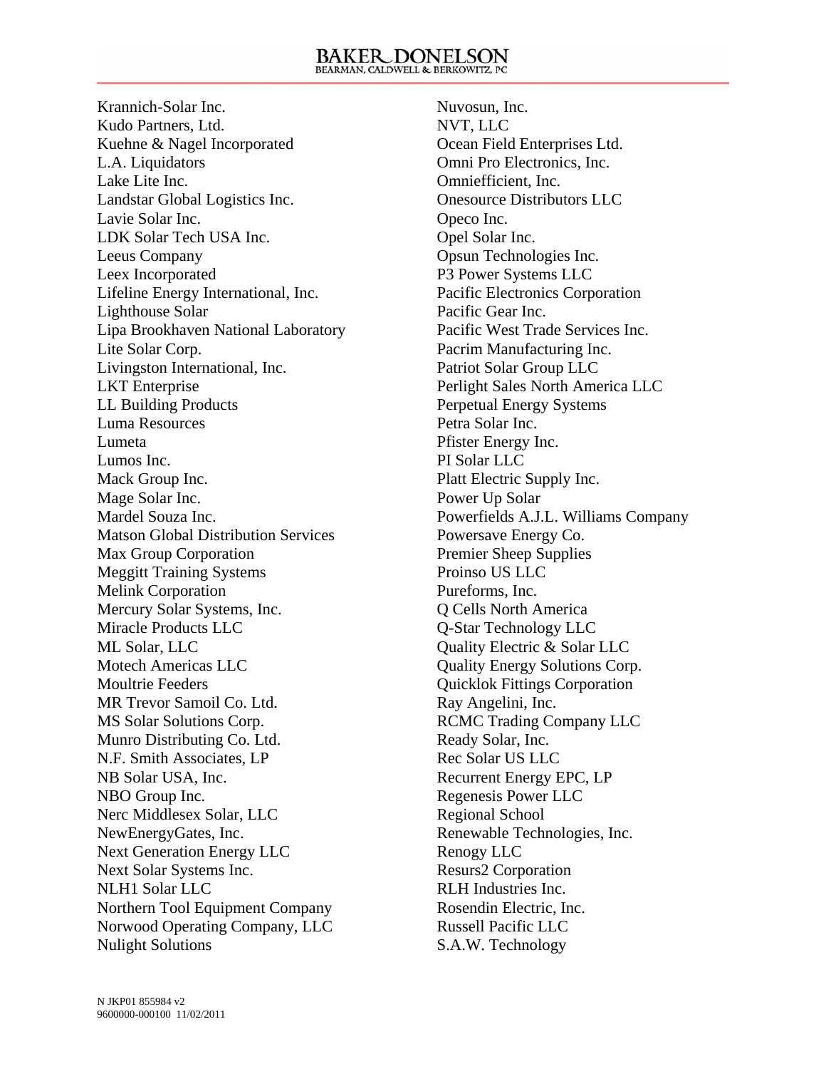Krannich-Solar Inc.
Kudo Partners, Ltd.
Kuehne & Nagel Incorporated
L.A. Liquidators
Lake Lite Inc.
Landstar Global Logistics Inc.
Lavie Solar Inc.
LDK Solar Tech USA Inc.
Leeus Company
Leex Incorporated
Lifeline Energy International, Inc.
Lighthouse Solar
Lipa Brookhaven National Laboratory
Lite Solar Corp.
Livingston International, Inc.
LKT Enterprise
LL Building Products
Luma Resources
Lumeta
Lumos Inc.
Mack Group Inc.
Mage Solar Inc.
Mardel Souza Inc.
Matson Global Distribution Services
Max Group Corporation
Meggitt Training Systems
Melink Corporation
Mercury Solar Systems, Inc.
Miracle Products LLC
ML Solar, LLC
Motech Americas LLC
Moultrie Feeders
MR Trevor Samoil Co. Ltd.
MS Solar Solutions Corp.
Munro Distributing Co. Ltd.
N.F. Smith Associates, LP
NB Solar USA, Inc.
NBO Group Inc.
Nerc Middlesex Solar, LLC
NewEnergyGates, Inc.
Next Generation Energy LLC
Next Solar Systems Inc.
NLH1 Solar LLC
Northern Tool Equipment Company
Norwood Operating Company, LLC
Nulight Solutions
Nuvosun, Inc.
NVT, LLC
Ocean Field Enterprises Ltd.
Omni Pro Electronics, Inc.
Omniefficient, Inc.
Onesource Distributors LLC
Opeco Inc.
Opel Solar Inc.
Opsun Technologies Inc.
P3 Power Systems LLC
Pacific Electronics Corporation
Pacific Gear Inc.
Pacific West Trade Services Inc.
Pacrim Manufacturing Inc.
Patriot Solar Group LLC
Perlight Sales North America LLC
Perpetual Energy Systems
Petra Solar Inc.
Pfister Energy Inc.
PI Solar LLC
Platt Electric Supply Inc.
Power Up Solar
Powerfields A.J.L. Williams Company
Powersave Energy Co.
Premier Sheep Supplies
Proinso US LLC
Pureforms, Inc.
Q Cells North America
Q-Star Technology LLC
Quality Electric & Solar LLC
Quality Energy Solutions Corp.
Quicklok Fittings Corporation
Ray Angelini, Inc.
RCMC Trading Company LLC
Ready Solar, Inc.
Rec Solar US LLC
Recurrent Energy EPC, LP
Regenesis Power LLC
Regional School
Renewable Technologies, Inc.
Renogy LLC
Resurs2 Corporation
RLH Industries Inc.
Rosendin Electric, Inc.
Russell Pacific LLC
S.A.W. Technology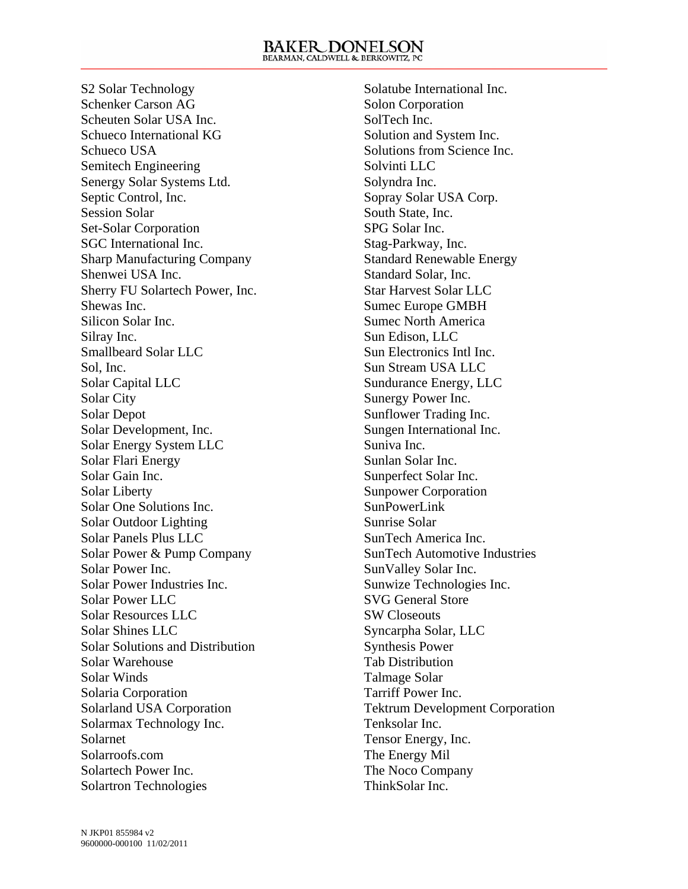S2 Solar Technology
Schenker Carson AG
Scheuten Solar USA Inc.
Schueco International KG
Schueco USA
Semitech Engineering
Senergy Solar Systems Ltd.
Septic Control, Inc.
Session Solar
Set-Solar Corporation
SGC International Inc.
Sharp Manufacturing Company
Shenwei USA Inc.
Sherry FU Solartech Power, Inc.
Shewas Inc.
Silicon Solar Inc.
Silray Inc.
Smallbeard Solar LLC
Sol, Inc.
Solar Capital LLC
Solar City
Solar Depot
Solar Development, Inc.
Solar Energy System LLC
Solar Flari Energy
Solar Gain Inc.
Solar Liberty
Solar One Solutions Inc.
Solar Outdoor Lighting
Solar Panels Plus LLC
Solar Power & Pump Company
Solar Power Inc.
Solar Power Industries Inc.
Solar Power LLC
Solar Resources LLC
Solar Shines LLC
Solar Solutions and Distribution
Solar Warehouse
Solar Winds
Solaria Corporation
Solarland USA Corporation
Solarmax Technology Inc.
Solarnet
Solarroofs.com
Solartech Power Inc.
Solartron Technologies
Solatube International Inc.
Solon Corporation
SolTech Inc.
Solution and System Inc.
Solutions from Science Inc.
Solvinti LLC
Solyndra Inc.
Sopray Solar USA Corp.
South State, Inc.
SPG Solar Inc.
Stag-Parkway, Inc.
Standard Renewable Energy
Standard Solar, Inc.
Star Harvest Solar LLC
Sumec Europe GMBH
Sumec North America
Sun Edison, LLC
Sun Electronics Intl Inc.
Sun Stream USA LLC
Sundurance Energy, LLC
Sunergy Power Inc.
Sunflower Trading Inc.
Sungen International Inc.
Suniva Inc.
Sunlan Solar Inc.
Sunperfect Solar Inc.
Sunpower Corporation
SunPowerLink
Sunrise Solar
SunTech America Inc.
SunTech Automotive Industries
SunValley Solar Inc.
Sunwize Technologies Inc.
SVG General Store
SW Closeouts
Syncarpha Solar, LLC
Synthesis Power
Tab Distribution
Talmage Solar
Tarriff Power Inc.
Tektrum Development Corporation
Tenksolar Inc.
Tensor Energy, Inc.
The Energy Mil
The Noco Company
ThinkSolar Inc.

N JKP01 855984 v2
9600000-000100 11/02/2011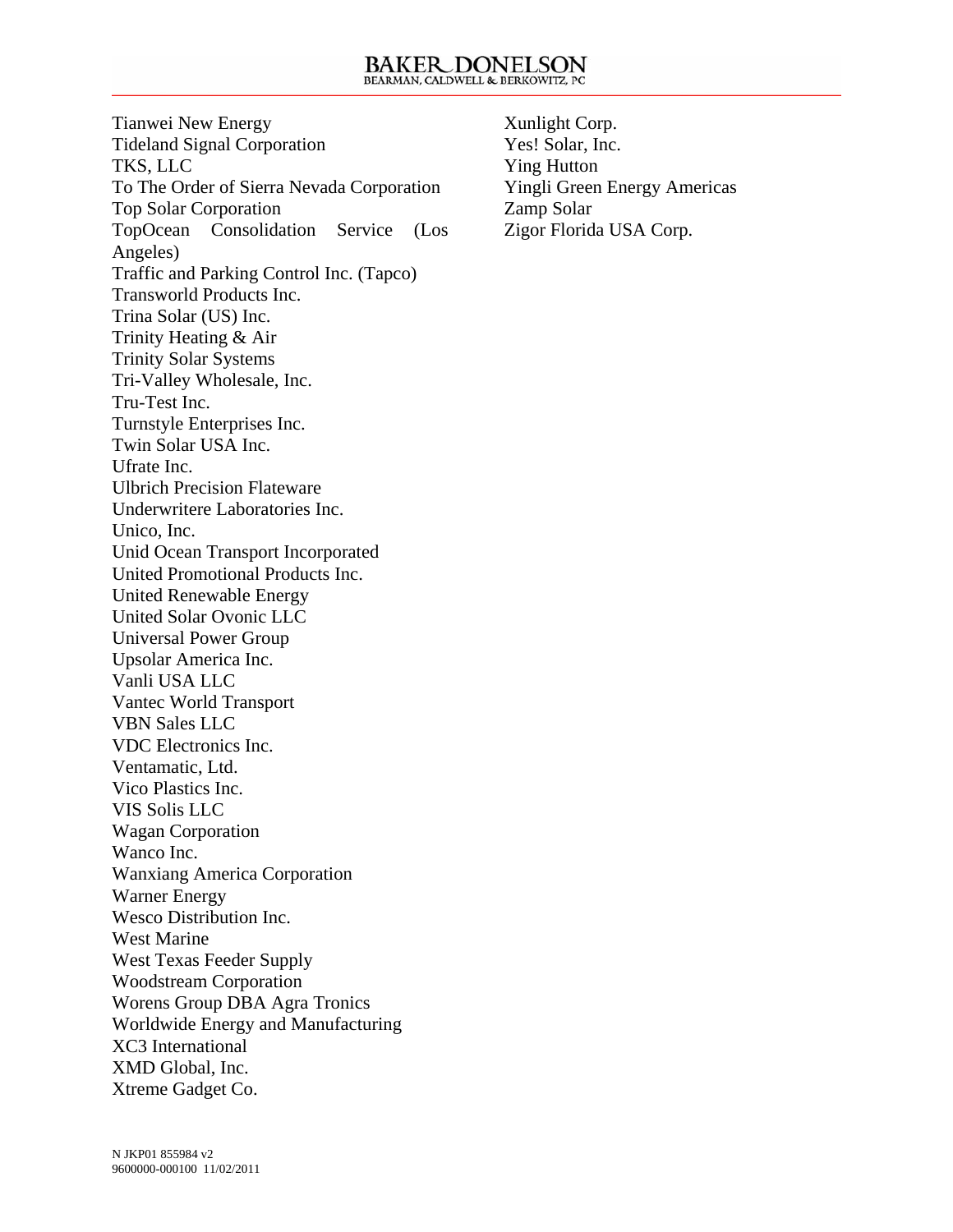Tianwei New Energy
Tideland Signal Corporation
TKS, LLC
To The Order of Sierra Nevada Corporation
Top Solar Corporation
TopOcean Consolidation Service (Los Angeles)
Traffic and Parking Control Inc. (Tapco)
Transworld Products Inc.
Trina Solar (US) Inc.
Trinity Heating & Air
Trinity Solar Systems
Tri-Valley Wholesale, Inc.
Tru-Test Inc.
Turnstyle Enterprises Inc.
Twin Solar USA Inc.
Ufrate Inc.
Ulbrich Precision Flateware
Underwritere Laboratories Inc.
Unico, Inc.
Unid Ocean Transport Incorporated
United Promotional Products Inc.
United Renewable Energy
United Solar Ovonic LLC
Universal Power Group
Upsolar America Inc.
Vanli USA LLC
Vantec World Transport
VBN Sales LLC
VDC Electronics Inc.
Ventamatic, Ltd.
Vico Plastics Inc.
VIS Solis LLC
Wagan Corporation
Wanco Inc.
Wanxiang America Corporation
Warner Energy
Wesco Distribution Inc.
West Marine
West Texas Feeder Supply
Woodstream Corporation
Worens Group DBA Agra Tronics
Worldwide Energy and Manufacturing
XC3 International
XMD Global, Inc.
Xtreme Gadget Co.
Xunlight Corp.
Yes! Solar, Inc.
Ying Hutton
Yingli Green Energy Americas
Zamp Solar
Zigor Florida USA Corp.

N JKP01 855984 v2
9600000-000100 11/02/2011